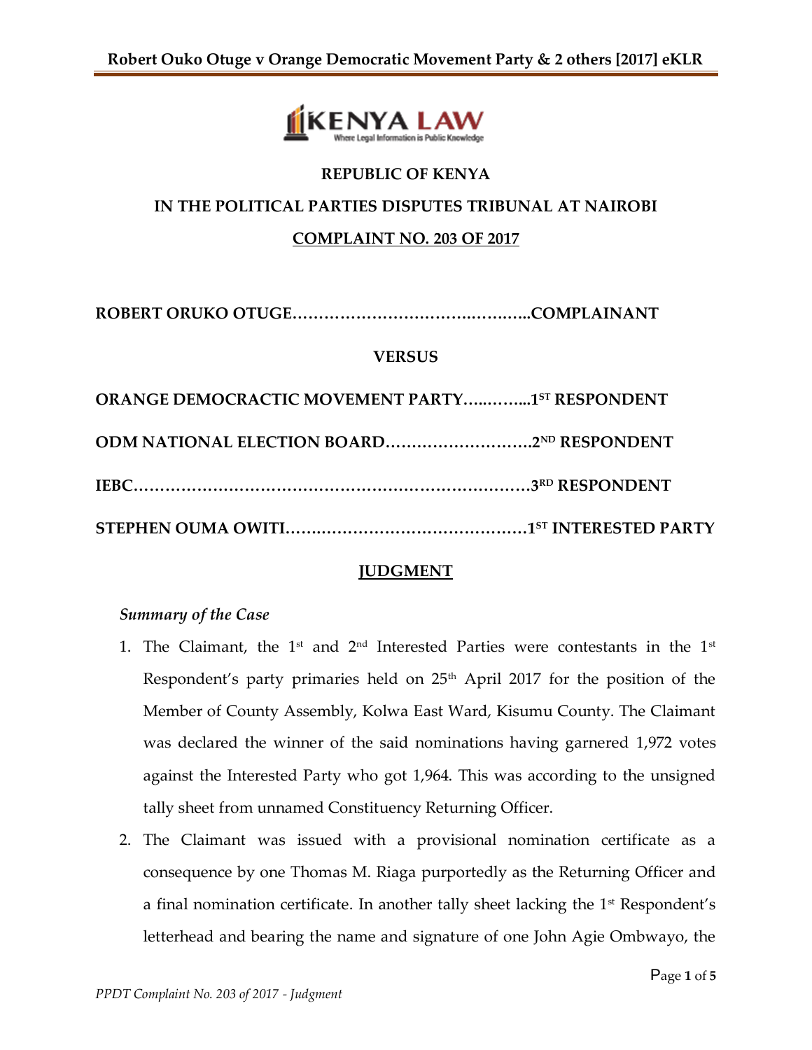**REPUBLIC OF KENYA**

**IN THE POLITICAL PARTIES DISPUTES TRIBUNAL AT NAIROBI**

**COMPLAINT NO. 203 OF 2017**

**ROBERT ORUKO OTUGE……………………………….……….COMPLAINANT**

**VERSUS**

**ORANGE DEMOCRACTIC MOVEMENT PARTY…..……...1ST RESPONDENT**

**ODM NATIONAL ELECTION BOARD……………………….2ND RESPONDENT**

**IEBC……………………………………………………………….3RD RESPONDENT**

**STEPHEN OUMA OWITI….…………………………………1ST INTERESTED PARTY**

**JUDGMENT**

*Summary of the Case*

1. The Claimant, the 1st and 2nd Interested Parties were contestants in the 1st Respondent's party primaries held on 25th April 2017 for the position of the Member of County Assembly, Kolwa East Ward, Kisumu County. The Claimant was declared the winner of the said nominations having garnered 1,972 votes against the Interested Party who got 1,964. This was according to the unsigned tally sheet from unnamed Constituency Returning Officer.
2. The Claimant was issued with a provisional nomination certificate as a consequence by one Thomas M. Riaga purportedly as the Returning Officer and a final nomination certificate. In another tally sheet lacking the 1st Respondent's letterhead and bearing the name and signature of one John Agie Ombwayo, the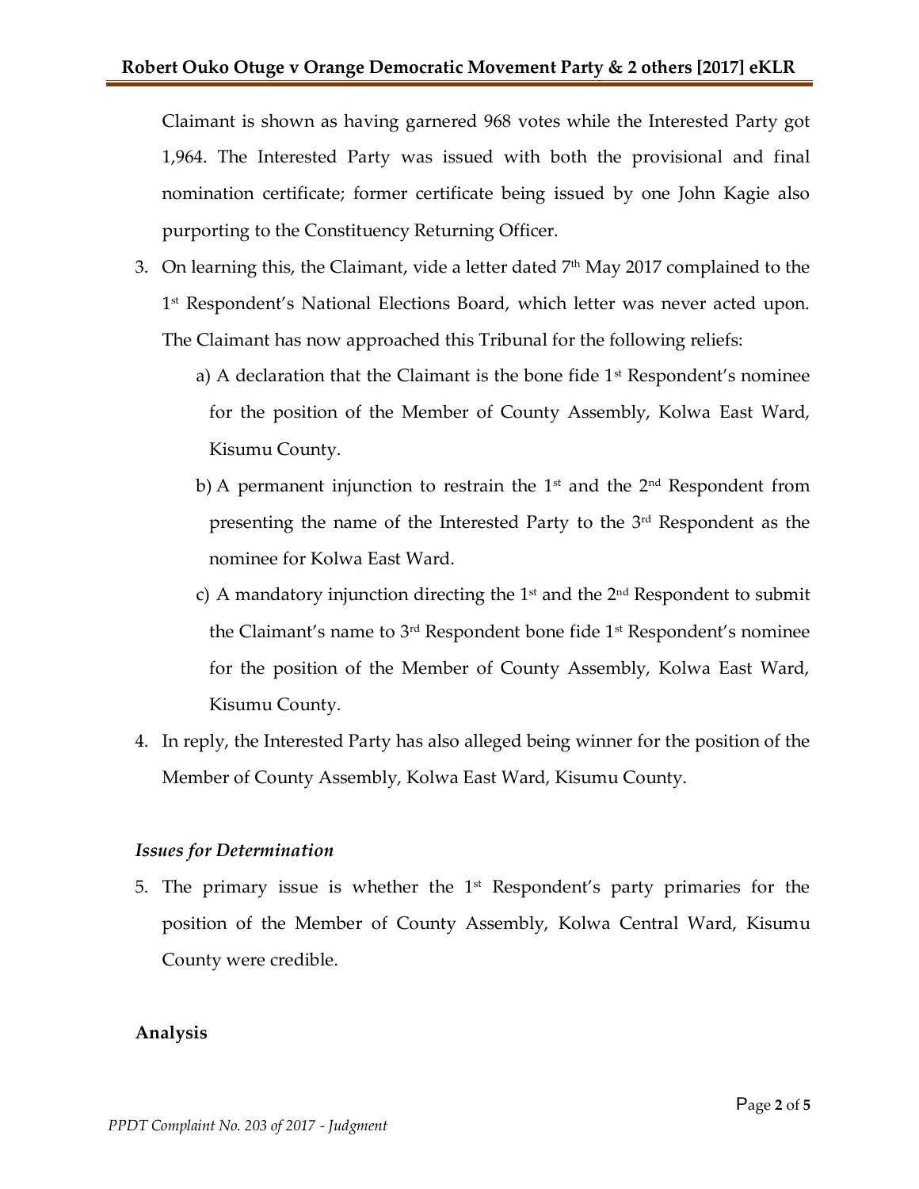Claimant is shown as having garnered 968 votes while the Interested Party got 1,964. The Interested Party was issued with both the provisional and final nomination certificate; former certificate being issued by one John Kagie also purporting to the Constituency Returning Officer.

3. On learning this, the Claimant, vide a letter dated 7th May 2017 complained to the 1st Respondent's National Elections Board, which letter was never acted upon. The Claimant has now approached this Tribunal for the following reliefs:

    a) A declaration that the Claimant is the bone fide 1st Respondent's nominee for the position of the Member of County Assembly, Kolwa East Ward, Kisumu County.

    b) A permanent injunction to restrain the 1st and the 2nd Respondent from presenting the name of the Interested Party to the 3rd Respondent as the nominee for Kolwa East Ward.

    c) A mandatory injunction directing the 1st and the 2nd Respondent to submit the Claimant's name to 3rd Respondent bone fide 1st Respondent's nominee for the position of the Member of County Assembly, Kolwa East Ward, Kisumu County.

4. In reply, the Interested Party has also alleged being winner for the position of the Member of County Assembly, Kolwa East Ward, Kisumu County.

### *Issues for Determination*

5. The primary issue is whether the 1st Respondent's party primaries for the position of the Member of County Assembly, Kolwa Central Ward, Kisumu County were credible.

### **Analysis**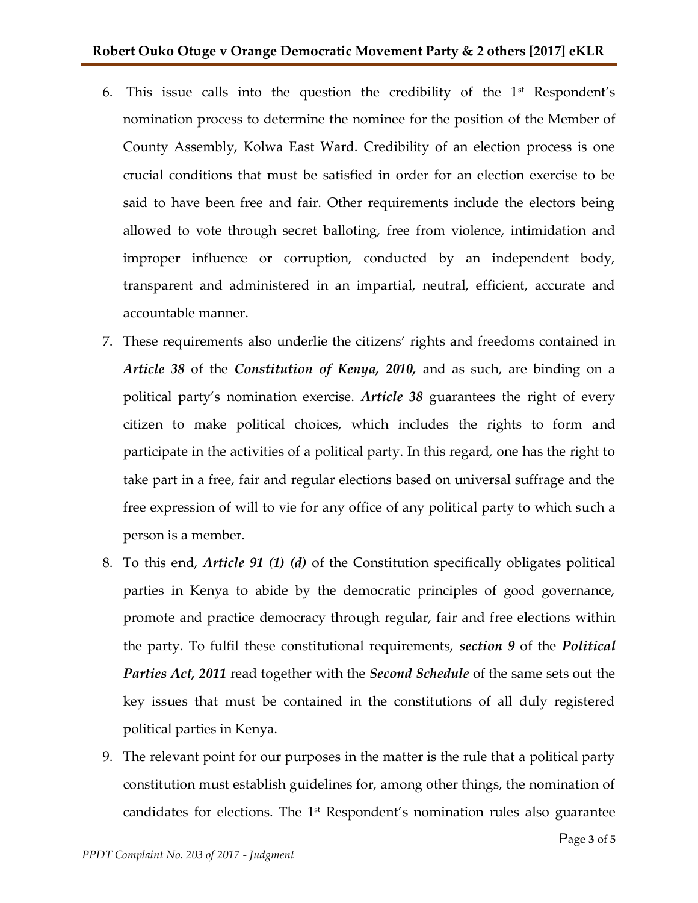6. This issue calls into the question the credibility of the 1st Respondent's nomination process to determine the nominee for the position of the Member of County Assembly, Kolwa East Ward. Credibility of an election process is one crucial conditions that must be satisfied in order for an election exercise to be said to have been free and fair. Other requirements include the electors being allowed to vote through secret balloting, free from violence, intimidation and improper influence or corruption, conducted by an independent body, transparent and administered in an impartial, neutral, efficient, accurate and accountable manner.
7. These requirements also underlie the citizens' rights and freedoms contained in ***Article 38*** of the ***Constitution of Kenya, 2010,*** and as such, are binding on a political party's nomination exercise. ***Article 38*** guarantees the right of every citizen to make political choices, which includes the rights to form and participate in the activities of a political party. In this regard, one has the right to take part in a free, fair and regular elections based on universal suffrage and the free expression of will to vie for any office of any political party to which such a person is a member.
8. To this end, ***Article 91 (1) (d)*** of the Constitution specifically obligates political parties in Kenya to abide by the democratic principles of good governance, promote and practice democracy through regular, fair and free elections within the party. To fulfil these constitutional requirements, ***section 9*** of the ***Political Parties Act, 2011*** read together with the ***Second Schedule*** of the same sets out the key issues that must be contained in the constitutions of all duly registered political parties in Kenya.
9. The relevant point for our purposes in the matter is the rule that a political party constitution must establish guidelines for, among other things, the nomination of candidates for elections. The 1st Respondent's nomination rules also guarantee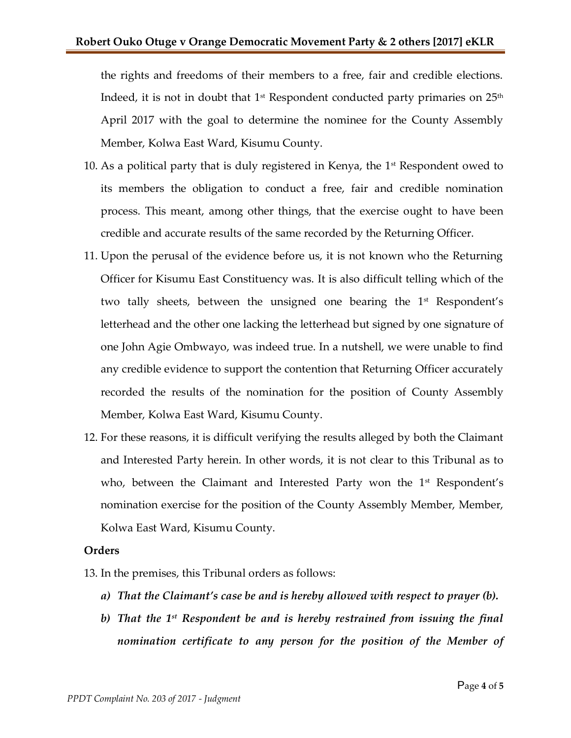the rights and freedoms of their members to a free, fair and credible elections. Indeed, it is not in doubt that 1st Respondent conducted party primaries on 25th April 2017 with the goal to determine the nominee for the County Assembly Member, Kolwa East Ward, Kisumu County.

10. As a political party that is duly registered in Kenya, the 1st Respondent owed to its members the obligation to conduct a free, fair and credible nomination process. This meant, among other things, that the exercise ought to have been credible and accurate results of the same recorded by the Returning Officer.
11. Upon the perusal of the evidence before us, it is not known who the Returning Officer for Kisumu East Constituency was. It is also difficult telling which of the two tally sheets, between the unsigned one bearing the 1st Respondent's letterhead and the other one lacking the letterhead but signed by one signature of one John Agie Ombwayo, was indeed true. In a nutshell, we were unable to find any credible evidence to support the contention that Returning Officer accurately recorded the results of the nomination for the position of County Assembly Member, Kolwa East Ward, Kisumu County.
12. For these reasons, it is difficult verifying the results alleged by both the Claimant and Interested Party herein. In other words, it is not clear to this Tribunal as to who, between the Claimant and Interested Party won the 1st Respondent's nomination exercise for the position of the County Assembly Member, Member, Kolwa East Ward, Kisumu County.

**Orders**

13. In the premises, this Tribunal orders as follows:
    a) ***That the Claimant's case be and is hereby allowed with respect to prayer (b).***
    b) ***That the 1st Respondent be and is hereby restrained from issuing the final nomination certificate to any person for the position of the Member of***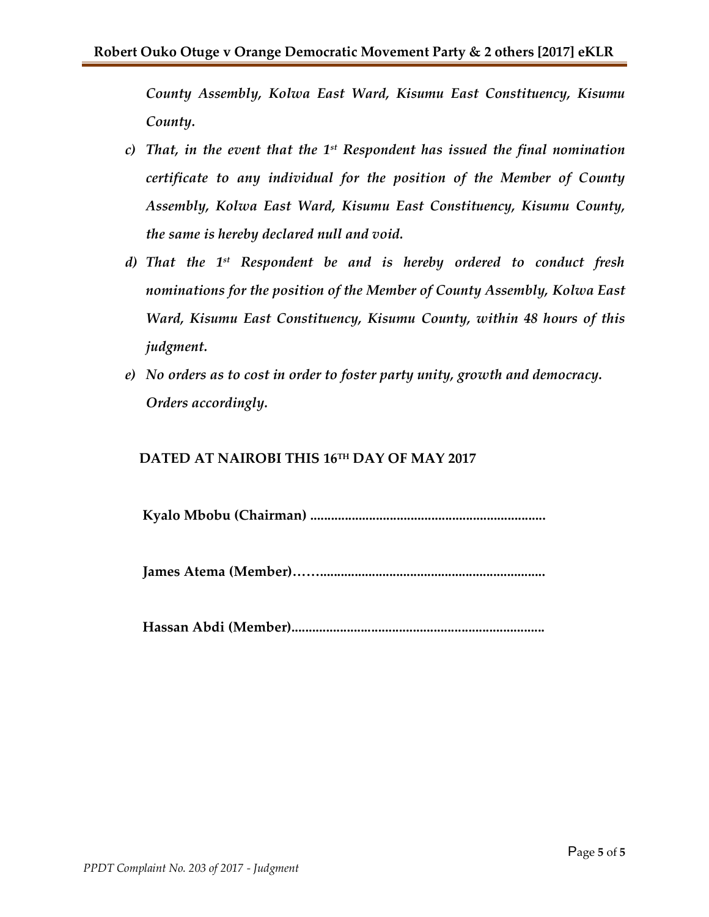*County Assembly, Kolwa East Ward, Kisumu East Constituency, Kisumu County.*

*c) That, in the event that the 1st Respondent has issued the final nomination certificate to any individual for the position of the Member of County Assembly, Kolwa East Ward, Kisumu East Constituency, Kisumu County, the same is hereby declared null and void.*

*d) That the 1st Respondent be and is hereby ordered to conduct fresh nominations for the position of the Member of County Assembly, Kolwa East Ward, Kisumu East Constituency, Kisumu County, within 48 hours of this judgment.*

*e) No orders as to cost in order to foster party unity, growth and democracy. Orders accordingly.*

**DATED AT NAIROBI THIS 16TH DAY OF MAY 2017**

**Kyalo Mbobu (Chairman) ...................................................................**

**James Atema (Member)…….................................................................**

**Hassan Abdi (Member).........................................................................**